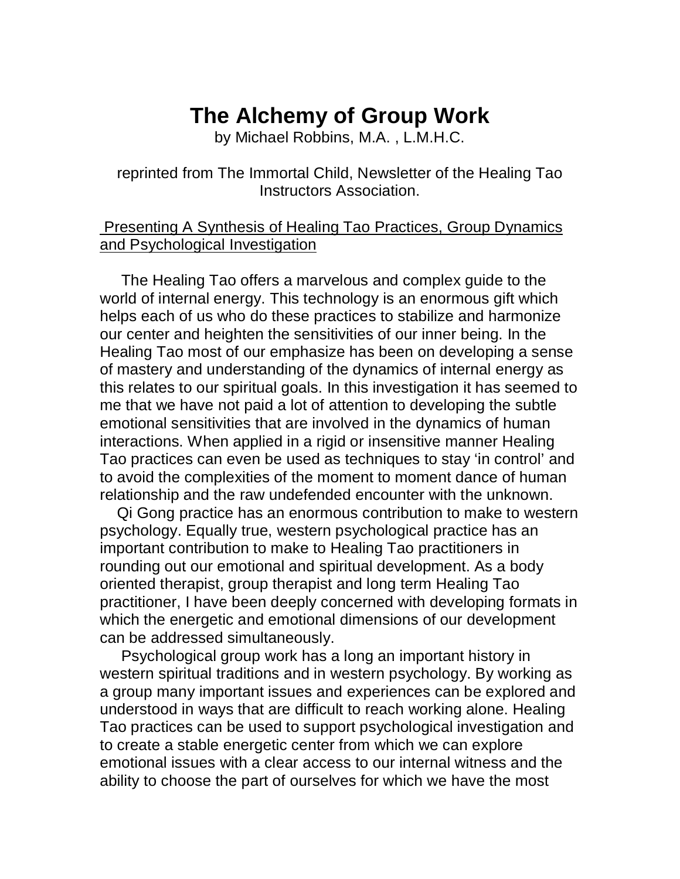# The Alchemy of Group Work

by Michael Robbins, M.A. , L.M.H.C.

reprinted from The Immortal Child, Newsletter of the Healing Tao Instructors Association.

<u>Presenting A Synthesis of Healing Tao Practices, Group Dynamics and Psychological Investigation</u>

The Healing Tao offers a marvelous and complex guide to the world of internal energy. This technology is an enormous gift which helps each of us who do these practices to stabilize and harmonize our center and heighten the sensitivities of our inner being. In the Healing Tao most of our emphasize has been on developing a sense of mastery and understanding of the dynamics of internal energy as this relates to our spiritual goals. In this investigation it has seemed to me that we have not paid a lot of attention to developing the subtle emotional sensitivities that are involved in the dynamics of human interactions. When applied in a rigid or insensitive manner Healing Tao practices can even be used as techniques to stay 'in control' and to avoid the complexities of the moment to moment dance of human relationship and the raw undefended encounter with the unknown.

Qi Gong practice has an enormous contribution to make to western psychology. Equally true, western psychological practice has an important contribution to make to Healing Tao practitioners in rounding out our emotional and spiritual development. As a body oriented therapist, group therapist and long term Healing Tao practitioner, I have been deeply concerned with developing formats in which the energetic and emotional dimensions of our development can be addressed simultaneously.

Psychological group work has a long an important history in western spiritual traditions and in western psychology. By working as a group many important issues and experiences can be explored and understood in ways that are difficult to reach working alone. Healing Tao practices can be used to support psychological investigation and to create a stable energetic center from which we can explore emotional issues with a clear access to our internal witness and the ability to choose the part of ourselves for which we have the most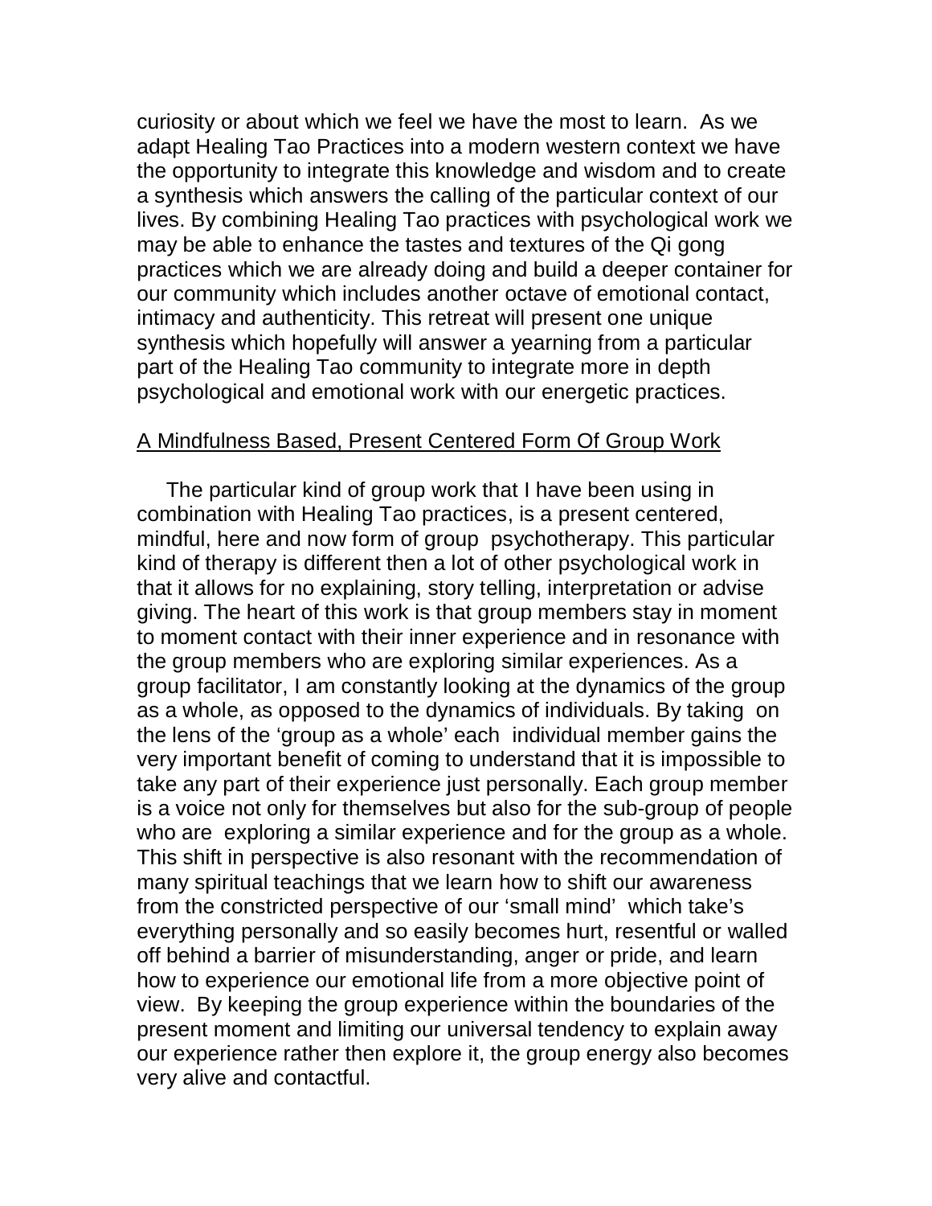curiosity or about which we feel we have the most to learn. As we adapt Healing Tao Practices into a modern western context we have the opportunity to integrate this knowledge and wisdom and to create a synthesis which answers the calling of the particular context of our lives. By combining Healing Tao practices with psychological work we may be able to enhance the tastes and textures of the Qi gong practices which we are already doing and build a deeper container for our community which includes another octave of emotional contact, intimacy and authenticity. This retreat will present one unique synthesis which hopefully will answer a yearning from a particular part of the Healing Tao community to integrate more in depth psychological and emotional work with our energetic practices.

## A Mindfulness Based, Present Centered Form Of Group Work

The particular kind of group work that I have been using in combination with Healing Tao practices, is a present centered, mindful, here and now form of group psychotherapy. This particular kind of therapy is different then a lot of other psychological work in that it allows for no explaining, story telling, interpretation or advise giving. The heart of this work is that group members stay in moment to moment contact with their inner experience and in resonance with the group members who are exploring similar experiences. As a group facilitator, I am constantly looking at the dynamics of the group as a whole, as opposed to the dynamics of individuals. By taking on the lens of the 'group as a whole' each individual member gains the very important benefit of coming to understand that it is impossible to take any part of their experience just personally. Each group member is a voice not only for themselves but also for the sub-group of people who are exploring a similar experience and for the group as a whole. This shift in perspective is also resonant with the recommendation of many spiritual teachings that we learn how to shift our awareness from the constricted perspective of our 'small mind' which take's everything personally and so easily becomes hurt, resentful or walled off behind a barrier of misunderstanding, anger or pride, and learn how to experience our emotional life from a more objective point of view. By keeping the group experience within the boundaries of the present moment and limiting our universal tendency to explain away our experience rather then explore it, the group energy also becomes very alive and contactful.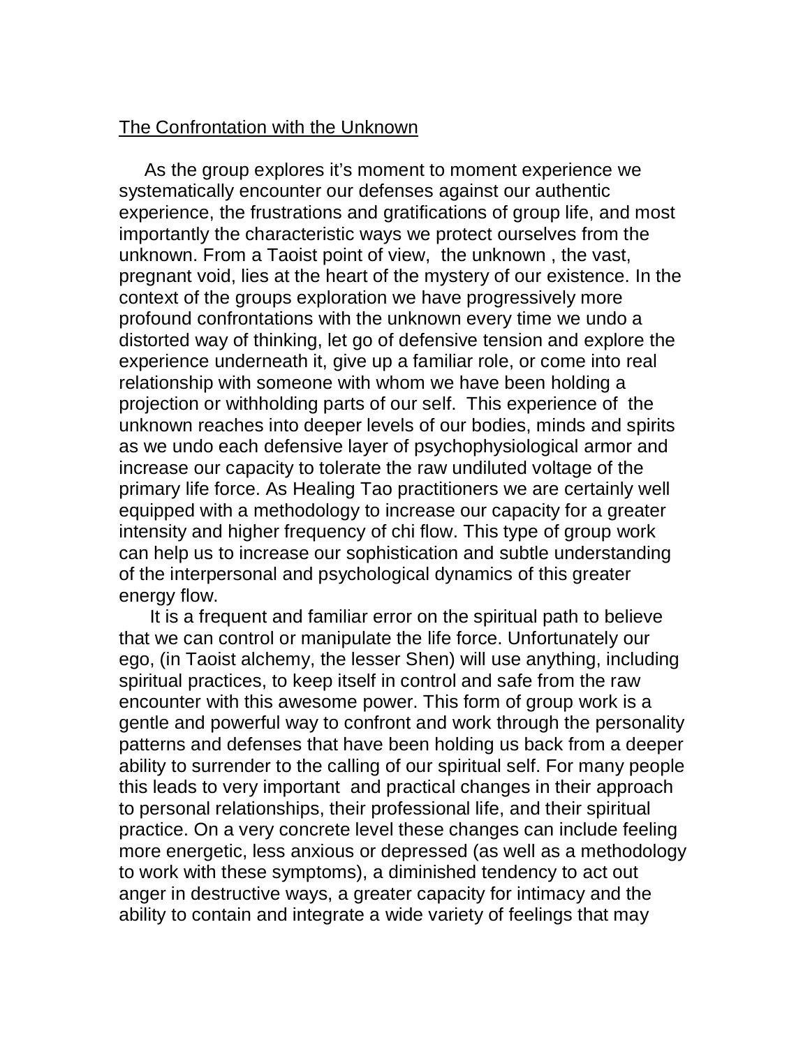## The Confrontation with the Unknown

As the group explores it's moment to moment experience we systematically encounter our defenses against our authentic experience, the frustrations and gratifications of group life, and most importantly the characteristic ways we protect ourselves from the unknown. From a Taoist point of view, the unknown , the vast, pregnant void, lies at the heart of the mystery of our existence. In the context of the groups exploration we have progressively more profound confrontations with the unknown every time we undo a distorted way of thinking, let go of defensive tension and explore the experience underneath it, give up a familiar role, or come into real relationship with someone with whom we have been holding a projection or withholding parts of our self. This experience of the unknown reaches into deeper levels of our bodies, minds and spirits as we undo each defensive layer of psychophysiological armor and increase our capacity to tolerate the raw undiluted voltage of the primary life force. As Healing Tao practitioners we are certainly well equipped with a methodology to increase our capacity for a greater intensity and higher frequency of chi flow. This type of group work can help us to increase our sophistication and subtle understanding of the interpersonal and psychological dynamics of this greater energy flow.

It is a frequent and familiar error on the spiritual path to believe that we can control or manipulate the life force. Unfortunately our ego, (in Taoist alchemy, the lesser Shen) will use anything, including spiritual practices, to keep itself in control and safe from the raw encounter with this awesome power. This form of group work is a gentle and powerful way to confront and work through the personality patterns and defenses that have been holding us back from a deeper ability to surrender to the calling of our spiritual self. For many people this leads to very important and practical changes in their approach to personal relationships, their professional life, and their spiritual practice. On a very concrete level these changes can include feeling more energetic, less anxious or depressed (as well as a methodology to work with these symptoms), a diminished tendency to act out anger in destructive ways, a greater capacity for intimacy and the ability to contain and integrate a wide variety of feelings that may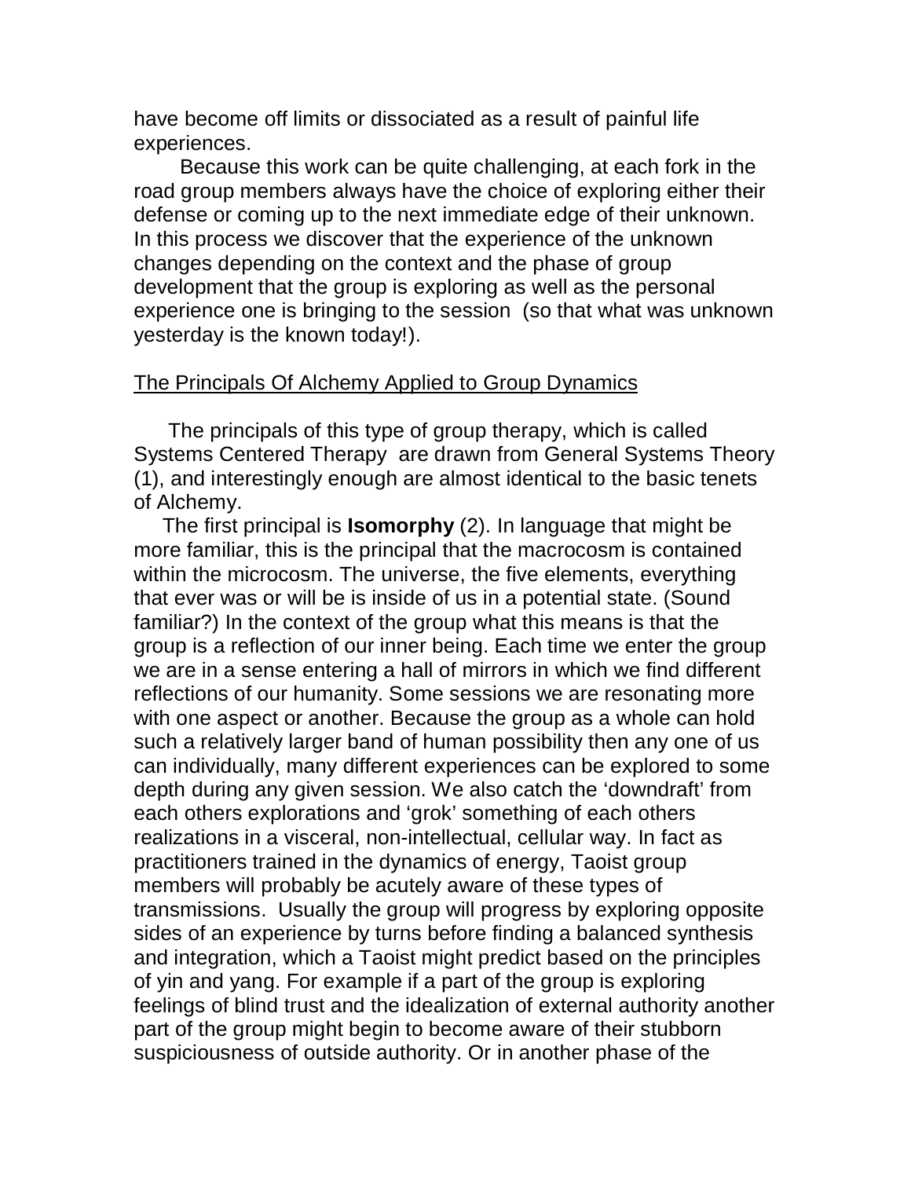have become off limits or dissociated as a result of painful life experiences.

Because this work can be quite challenging, at each fork in the road group members always have the choice of exploring either their defense or coming up to the next immediate edge of their unknown. In this process we discover that the experience of the unknown changes depending on the context and the phase of group development that the group is exploring as well as the personal experience one is bringing to the session (so that what was unknown yesterday is the known today!).

## The Principals Of Alchemy Applied to Group Dynamics

The principals of this type of group therapy, which is called Systems Centered Therapy are drawn from General Systems Theory (1), and interestingly enough are almost identical to the basic tenets of Alchemy.

The first principal is **Isomorphy** (2). In language that might be more familiar, this is the principal that the macrocosm is contained within the microcosm. The universe, the five elements, everything that ever was or will be is inside of us in a potential state. (Sound familiar?) In the context of the group what this means is that the group is a reflection of our inner being. Each time we enter the group we are in a sense entering a hall of mirrors in which we find different reflections of our humanity. Some sessions we are resonating more with one aspect or another. Because the group as a whole can hold such a relatively larger band of human possibility then any one of us can individually, many different experiences can be explored to some depth during any given session. We also catch the 'downdraft' from each others explorations and 'grok' something of each others realizations in a visceral, non-intellectual, cellular way. In fact as practitioners trained in the dynamics of energy, Taoist group members will probably be acutely aware of these types of transmissions. Usually the group will progress by exploring opposite sides of an experience by turns before finding a balanced synthesis and integration, which a Taoist might predict based on the principles of yin and yang. For example if a part of the group is exploring feelings of blind trust and the idealization of external authority another part of the group might begin to become aware of their stubborn suspiciousness of outside authority. Or in another phase of the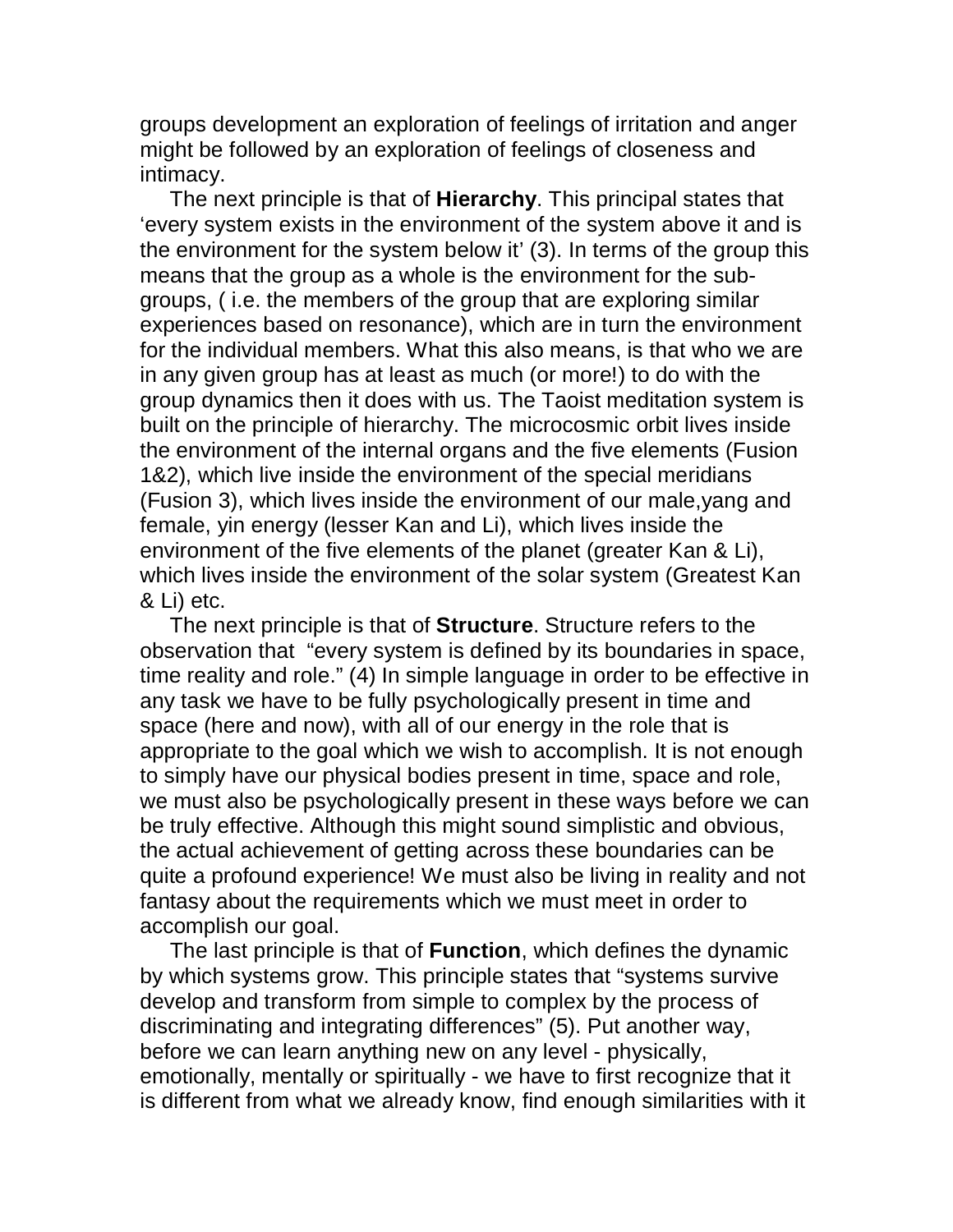groups development an exploration of feelings of irritation and anger might be followed by an exploration of feelings of closeness and intimacy.

The next principle is that of **Hierarchy**. This principal states that 'every system exists in the environment of the system above it and is the environment for the system below it' (3). In terms of the group this means that the group as a whole is the environment for the sub-groups, ( i.e. the members of the group that are exploring similar experiences based on resonance), which are in turn the environment for the individual members. What this also means, is that who we are in any given group has at least as much (or more!) to do with the group dynamics then it does with us. The Taoist meditation system is built on the principle of hierarchy. The microcosmic orbit lives inside the environment of the internal organs and the five elements (Fusion 1&2), which live inside the environment of the special meridians (Fusion 3), which lives inside the environment of our male,yang and female, yin energy (lesser Kan and Li), which lives inside the environment of the five elements of the planet (greater Kan & Li), which lives inside the environment of the solar system (Greatest Kan & Li) etc.

The next principle is that of **Structure**. Structure refers to the observation that "every system is defined by its boundaries in space, time reality and role." (4) In simple language in order to be effective in any task we have to be fully psychologically present in time and space (here and now), with all of our energy in the role that is appropriate to the goal which we wish to accomplish. It is not enough to simply have our physical bodies present in time, space and role, we must also be psychologically present in these ways before we can be truly effective. Although this might sound simplistic and obvious, the actual achievement of getting across these boundaries can be quite a profound experience! We must also be living in reality and not fantasy about the requirements which we must meet in order to accomplish our goal.

The last principle is that of **Function**, which defines the dynamic by which systems grow. This principle states that "systems survive develop and transform from simple to complex by the process of discriminating and integrating differences" (5). Put another way, before we can learn anything new on any level - physically, emotionally, mentally or spiritually - we have to first recognize that it is different from what we already know, find enough similarities with it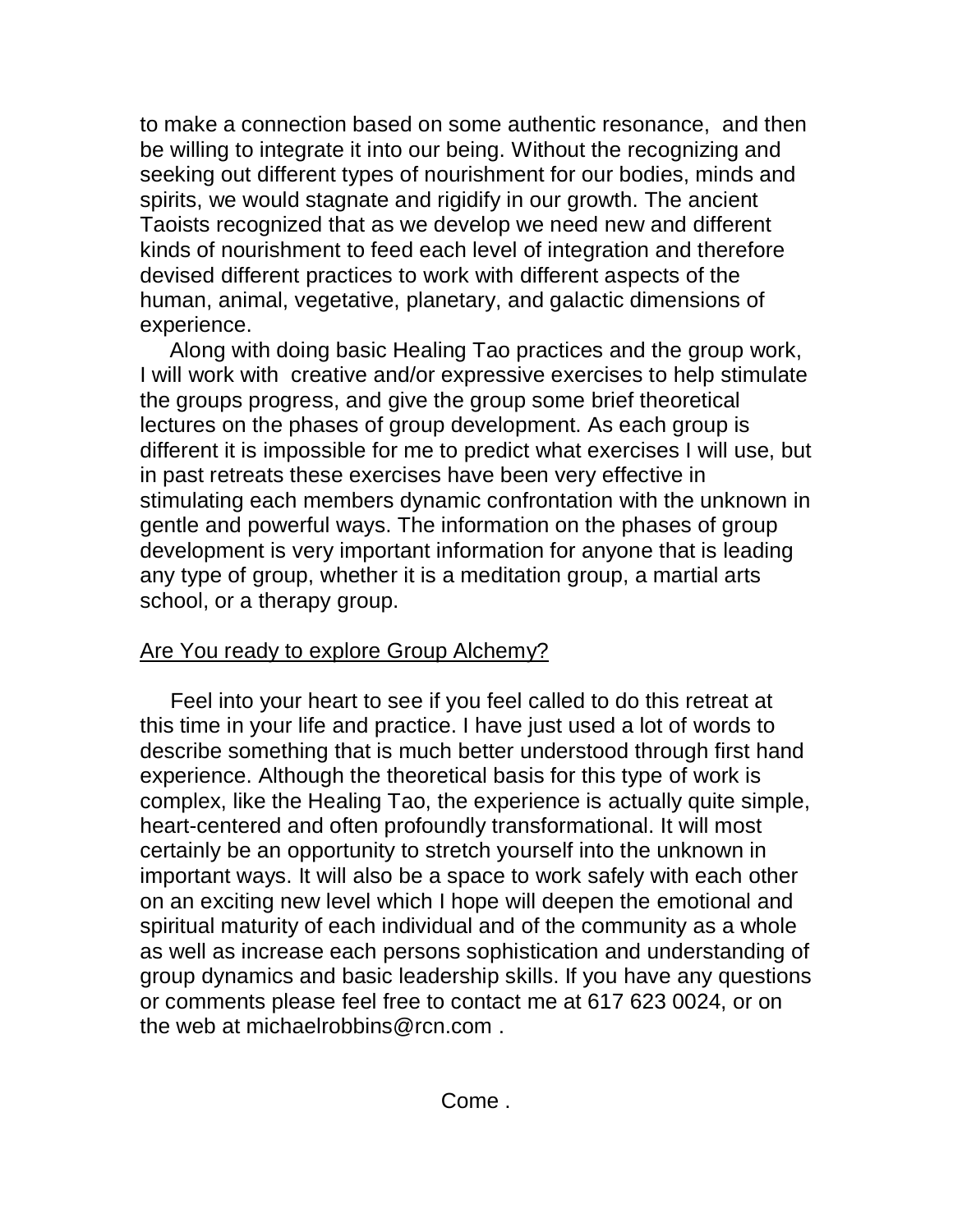to make a connection based on some authentic resonance, and then be willing to integrate it into our being. Without the recognizing and seeking out different types of nourishment for our bodies, minds and spirits, we would stagnate and rigidify in our growth. The ancient Taoists recognized that as we develop we need new and different kinds of nourishment to feed each level of integration and therefore devised different practices to work with different aspects of the human, animal, vegetative, planetary, and galactic dimensions of experience.

Along with doing basic Healing Tao practices and the group work, I will work with creative and/or expressive exercises to help stimulate the groups progress, and give the group some brief theoretical lectures on the phases of group development. As each group is different it is impossible for me to predict what exercises I will use, but in past retreats these exercises have been very effective in stimulating each members dynamic confrontation with the unknown in gentle and powerful ways. The information on the phases of group development is very important information for anyone that is leading any type of group, whether it is a meditation group, a martial arts school, or a therapy group.

<u>Are You ready to explore Group Alchemy?</u>

Feel into your heart to see if you feel called to do this retreat at this time in your life and practice. I have just used a lot of words to describe something that is much better understood through first hand experience. Although the theoretical basis for this type of work is complex, like the Healing Tao, the experience is actually quite simple, heart-centered and often profoundly transformational. It will most certainly be an opportunity to stretch yourself into the unknown in important ways. It will also be a space to work safely with each other on an exciting new level which I hope will deepen the emotional and spiritual maturity of each individual and of the community as a whole as well as increase each persons sophistication and understanding of group dynamics and basic leadership skills. If you have any questions or comments please feel free to contact me at 617 623 0024, or on the web at michaelrobbins@rcn.com .

Come .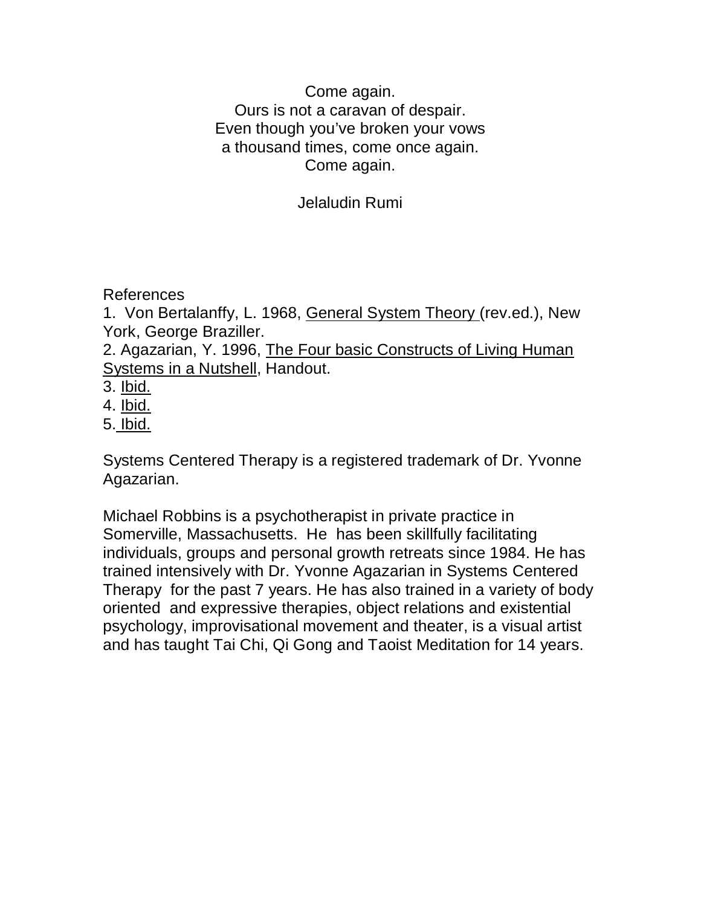Come again.
Ours is not a caravan of despair.
Even though you've broken your vows
a thousand times, come once again.
Come again.

Jelaludin Rumi

References

1. Von Bertalanffy, L. 1968, General System Theory (rev.ed.), New York, George Braziller.
2. Agazarian, Y. 1996, The Four basic Constructs of Living Human Systems in a Nutshell, Handout.
3. Ibid.
4. Ibid.
5. Ibid.

Systems Centered Therapy is a registered trademark of Dr. Yvonne Agazarian.

Michael Robbins is a psychotherapist in private practice in Somerville, Massachusetts. He has been skillfully facilitating individuals, groups and personal growth retreats since 1984. He has trained intensively with Dr. Yvonne Agazarian in Systems Centered Therapy for the past 7 years. He has also trained in a variety of body oriented and expressive therapies, object relations and existential psychology, improvisational movement and theater, is a visual artist and has taught Tai Chi, Qi Gong and Taoist Meditation for 14 years.